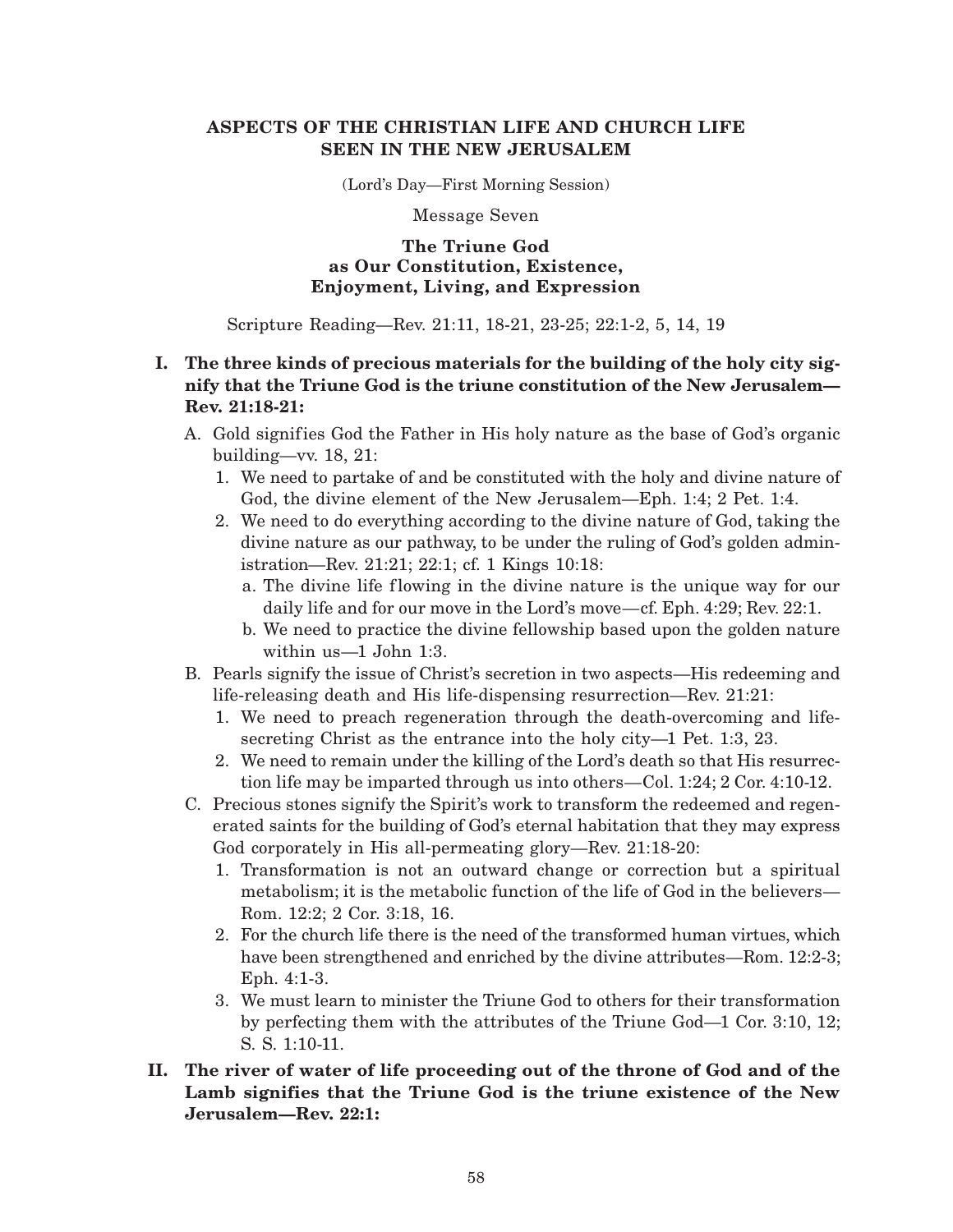## ASPECTS OF THE CHRISTIAN LIFE AND CHURCH LIFE SEEN IN THE NEW JERUSALEM

(Lord's Day—First Morning Session)

Message Seven

### The Triune God as Our Constitution, Existence, Enjoyment, Living, and Expression

Scripture Reading—Rev. 21:11, 18-21, 23-25; 22:1-2, 5, 14, 19

**I. The three kinds of precious materials for the building of the holy city signify that the Triune God is the triune constitution of the New Jerusalem—Rev. 21:18-21:**

- A. Gold signifies God the Father in His holy nature as the base of God's organic building—vv. 18, 21:
  1. We need to partake of and be constituted with the holy and divine nature of God, the divine element of the New Jerusalem—Eph. 1:4; 2 Pet. 1:4.
  2. We need to do everything according to the divine nature of God, taking the divine nature as our pathway, to be under the ruling of God's golden administration—Rev. 21:21; 22:1; cf. 1 Kings 10:18:
     - a. The divine life flowing in the divine nature is the unique way for our daily life and for our move in the Lord's move—cf. Eph. 4:29; Rev. 22:1.
     - b. We need to practice the divine fellowship based upon the golden nature within us—1 John 1:3.
- B. Pearls signify the issue of Christ's secretion in two aspects—His redeeming and life-releasing death and His life-dispensing resurrection—Rev. 21:21:
  1. We need to preach regeneration through the death-overcoming and life-secreting Christ as the entrance into the holy city—1 Pet. 1:3, 23.
  2. We need to remain under the killing of the Lord's death so that His resurrection life may be imparted through us into others—Col. 1:24; 2 Cor. 4:10-12.
- C. Precious stones signify the Spirit's work to transform the redeemed and regenerated saints for the building of God's eternal habitation that they may express God corporately in His all-permeating glory—Rev. 21:18-20:
  1. Transformation is not an outward change or correction but a spiritual metabolism; it is the metabolic function of the life of God in the believers—Rom. 12:2; 2 Cor. 3:18, 16.
  2. For the church life there is the need of the transformed human virtues, which have been strengthened and enriched by the divine attributes—Rom. 12:2-3; Eph. 4:1-3.
  3. We must learn to minister the Triune God to others for their transformation by perfecting them with the attributes of the Triune God—1 Cor. 3:10, 12; S. S. 1:10-11.

**II. The river of water of life proceeding out of the throne of God and of the Lamb signifies that the Triune God is the triune existence of the New Jerusalem—Rev. 22:1:**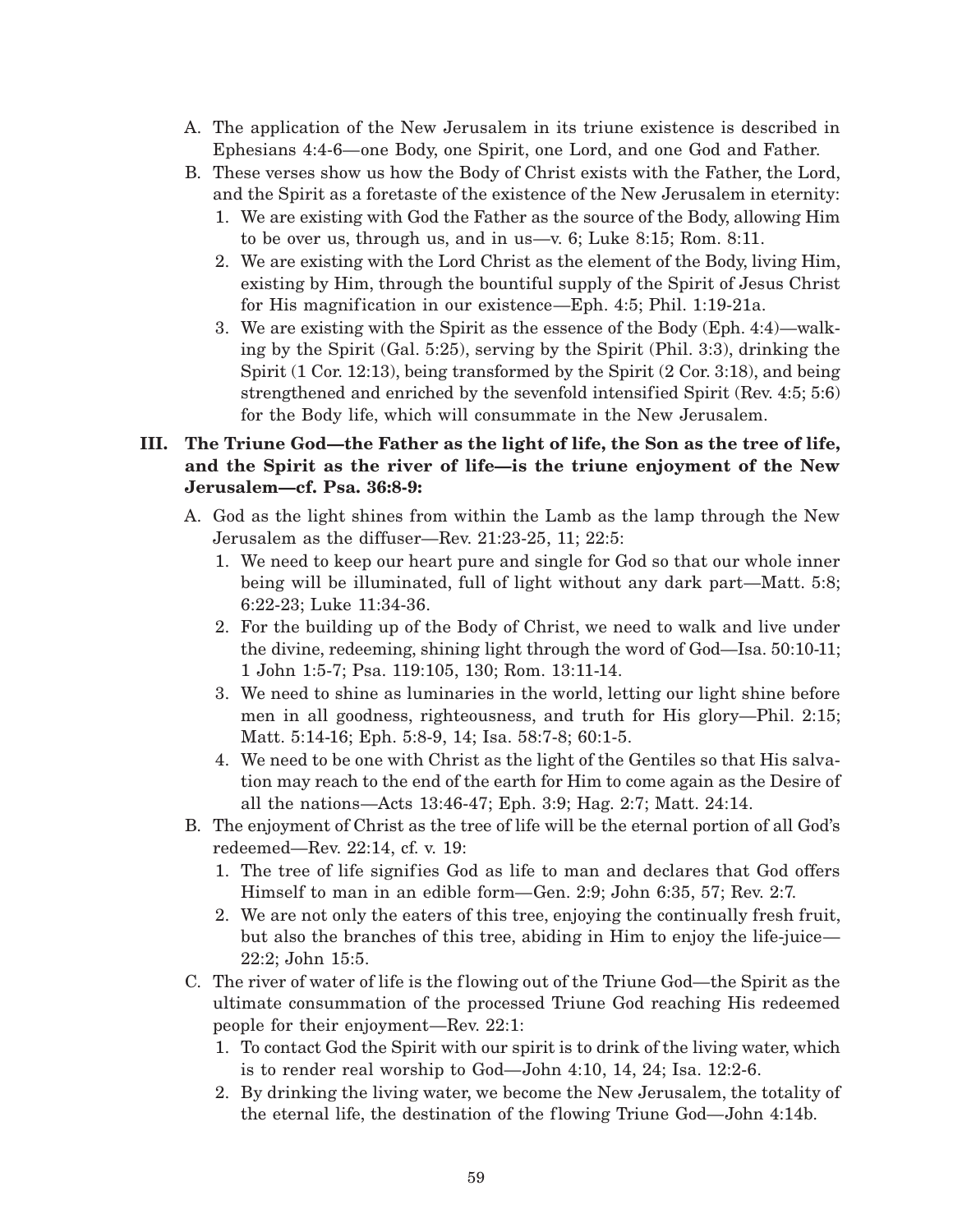A. The application of the New Jerusalem in its triune existence is described in Ephesians 4:4-6—one Body, one Spirit, one Lord, and one God and Father.

B. These verses show us how the Body of Christ exists with the Father, the Lord, and the Spirit as a foretaste of the existence of the New Jerusalem in eternity:

   1. We are existing with God the Father as the source of the Body, allowing Him to be over us, through us, and in us—v. 6; Luke 8:15; Rom. 8:11.
   2. We are existing with the Lord Christ as the element of the Body, living Him, existing by Him, through the bountiful supply of the Spirit of Jesus Christ for His magnification in our existence—Eph. 4:5; Phil. 1:19-21a.
   3. We are existing with the Spirit as the essence of the Body (Eph. 4:4)—walking by the Spirit (Gal. 5:25), serving by the Spirit (Phil. 3:3), drinking the Spirit (1 Cor. 12:13), being transformed by the Spirit (2 Cor. 3:18), and being strengthened and enriched by the sevenfold intensified Spirit (Rev. 4:5; 5:6) for the Body life, which will consummate in the New Jerusalem.

**III. The Triune God—the Father as the light of life, the Son as the tree of life, and the Spirit as the river of life—is the triune enjoyment of the New Jerusalem—cf. Psa. 36:8-9:**

A. God as the light shines from within the Lamb as the lamp through the New Jerusalem as the diffuser—Rev. 21:23-25, 11; 22:5:

   1. We need to keep our heart pure and single for God so that our whole inner being will be illuminated, full of light without any dark part—Matt. 5:8; 6:22-23; Luke 11:34-36.
   2. For the building up of the Body of Christ, we need to walk and live under the divine, redeeming, shining light through the word of God—Isa. 50:10-11; 1 John 1:5-7; Psa. 119:105, 130; Rom. 13:11-14.
   3. We need to shine as luminaries in the world, letting our light shine before men in all goodness, righteousness, and truth for His glory—Phil. 2:15; Matt. 5:14-16; Eph. 5:8-9, 14; Isa. 58:7-8; 60:1-5.
   4. We need to be one with Christ as the light of the Gentiles so that His salvation may reach to the end of the earth for Him to come again as the Desire of all the nations—Acts 13:46-47; Eph. 3:9; Hag. 2:7; Matt. 24:14.

B. The enjoyment of Christ as the tree of life will be the eternal portion of all God's redeemed—Rev. 22:14, cf. v. 19:

   1. The tree of life signifies God as life to man and declares that God offers Himself to man in an edible form—Gen. 2:9; John 6:35, 57; Rev. 2:7.
   2. We are not only the eaters of this tree, enjoying the continually fresh fruit, but also the branches of this tree, abiding in Him to enjoy the life-juice—22:2; John 15:5.

C. The river of water of life is the flowing out of the Triune God—the Spirit as the ultimate consummation of the processed Triune God reaching His redeemed people for their enjoyment—Rev. 22:1:

   1. To contact God the Spirit with our spirit is to drink of the living water, which is to render real worship to God—John 4:10, 14, 24; Isa. 12:2-6.
   2. By drinking the living water, we become the New Jerusalem, the totality of the eternal life, the destination of the flowing Triune God—John 4:14b.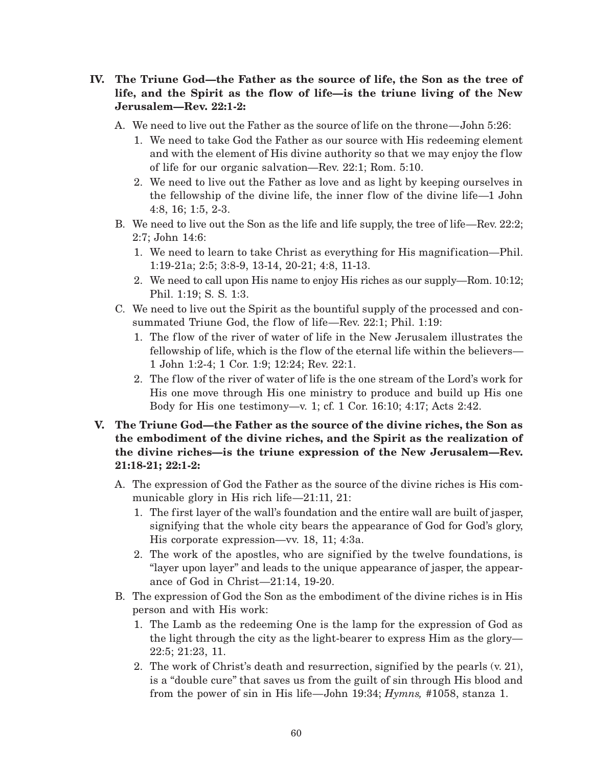**IV. The Triune God—the Father as the source of life, the Son as the tree of life, and the Spirit as the flow of life—is the triune living of the New Jerusalem—Rev. 22:1-2:**

A. We need to live out the Father as the source of life on the throne—John 5:26:

1. We need to take God the Father as our source with His redeeming element and with the element of His divine authority so that we may enjoy the flow of life for our organic salvation—Rev. 22:1; Rom. 5:10.
2. We need to live out the Father as love and as light by keeping ourselves in the fellowship of the divine life, the inner flow of the divine life—1 John 4:8, 16; 1:5, 2-3.

B. We need to live out the Son as the life and life supply, the tree of life—Rev. 22:2; 2:7; John 14:6:

1. We need to learn to take Christ as everything for His magnification—Phil. 1:19-21a; 2:5; 3:8-9, 13-14, 20-21; 4:8, 11-13.
2. We need to call upon His name to enjoy His riches as our supply—Rom. 10:12; Phil. 1:19; S. S. 1:3.

C. We need to live out the Spirit as the bountiful supply of the processed and consummated Triune God, the flow of life—Rev. 22:1; Phil. 1:19:

1. The flow of the river of water of life in the New Jerusalem illustrates the fellowship of life, which is the flow of the eternal life within the believers—1 John 1:2-4; 1 Cor. 1:9; 12:24; Rev. 22:1.
2. The flow of the river of water of life is the one stream of the Lord's work for His one move through His one ministry to produce and build up His one Body for His one testimony—v. 1; cf. 1 Cor. 16:10; 4:17; Acts 2:42.

**V. The Triune God—the Father as the source of the divine riches, the Son as the embodiment of the divine riches, and the Spirit as the realization of the divine riches—is the triune expression of the New Jerusalem—Rev. 21:18-21; 22:1-2:**

A. The expression of God the Father as the source of the divine riches is His communicable glory in His rich life—21:11, 21:

1. The first layer of the wall's foundation and the entire wall are built of jasper, signifying that the whole city bears the appearance of God for God's glory, His corporate expression—vv. 18, 11; 4:3a.
2. The work of the apostles, who are signified by the twelve foundations, is "layer upon layer" and leads to the unique appearance of jasper, the appearance of God in Christ—21:14, 19-20.

B. The expression of God the Son as the embodiment of the divine riches is in His person and with His work:

1. The Lamb as the redeeming One is the lamp for the expression of God as the light through the city as the light-bearer to express Him as the glory—22:5; 21:23, 11.
2. The work of Christ's death and resurrection, signified by the pearls (v. 21), is a "double cure" that saves us from the guilt of sin through His blood and from the power of sin in His life—John 19:34; *Hymns,* #1058, stanza 1.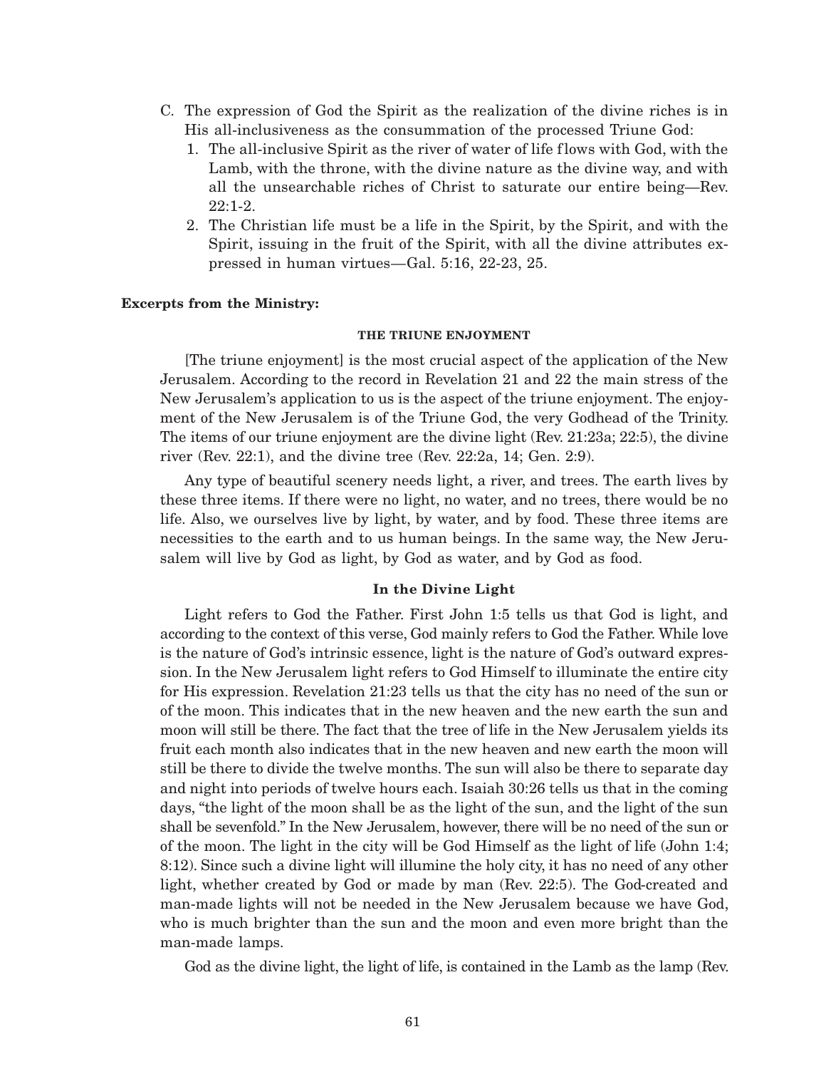C. The expression of God the Spirit as the realization of the divine riches is in His all-inclusiveness as the consummation of the processed Triune God:
   1. The all-inclusive Spirit as the river of water of life flows with God, with the Lamb, with the throne, with the divine nature as the divine way, and with all the unsearchable riches of Christ to saturate our entire being—Rev. 22:1-2.
   2. The Christian life must be a life in the Spirit, by the Spirit, and with the Spirit, issuing in the fruit of the Spirit, with all the divine attributes expressed in human virtues—Gal. 5:16, 22-23, 25.

**Excerpts from the Ministry:**

##### THE TRIUNE ENJOYMENT

[The triune enjoyment] is the most crucial aspect of the application of the New Jerusalem. According to the record in Revelation 21 and 22 the main stress of the New Jerusalem's application to us is the aspect of the triune enjoyment. The enjoyment of the New Jerusalem is of the Triune God, the very Godhead of the Trinity. The items of our triune enjoyment are the divine light (Rev. 21:23a; 22:5), the divine river (Rev. 22:1), and the divine tree (Rev. 22:2a, 14; Gen. 2:9).

Any type of beautiful scenery needs light, a river, and trees. The earth lives by these three items. If there were no light, no water, and no trees, there would be no life. Also, we ourselves live by light, by water, and by food. These three items are necessities to the earth and to us human beings. In the same way, the New Jerusalem will live by God as light, by God as water, and by God as food.

**In the Divine Light**

Light refers to God the Father. First John 1:5 tells us that God is light, and according to the context of this verse, God mainly refers to God the Father. While love is the nature of God's intrinsic essence, light is the nature of God's outward expression. In the New Jerusalem light refers to God Himself to illuminate the entire city for His expression. Revelation 21:23 tells us that the city has no need of the sun or of the moon. This indicates that in the new heaven and the new earth the sun and moon will still be there. The fact that the tree of life in the New Jerusalem yields its fruit each month also indicates that in the new heaven and new earth the moon will still be there to divide the twelve months. The sun will also be there to separate day and night into periods of twelve hours each. Isaiah 30:26 tells us that in the coming days, "the light of the moon shall be as the light of the sun, and the light of the sun shall be sevenfold." In the New Jerusalem, however, there will be no need of the sun or of the moon. The light in the city will be God Himself as the light of life (John 1:4; 8:12). Since such a divine light will illumine the holy city, it has no need of any other light, whether created by God or made by man (Rev. 22:5). The God-created and man-made lights will not be needed in the New Jerusalem because we have God, who is much brighter than the sun and the moon and even more bright than the man-made lamps.

God as the divine light, the light of life, is contained in the Lamb as the lamp (Rev.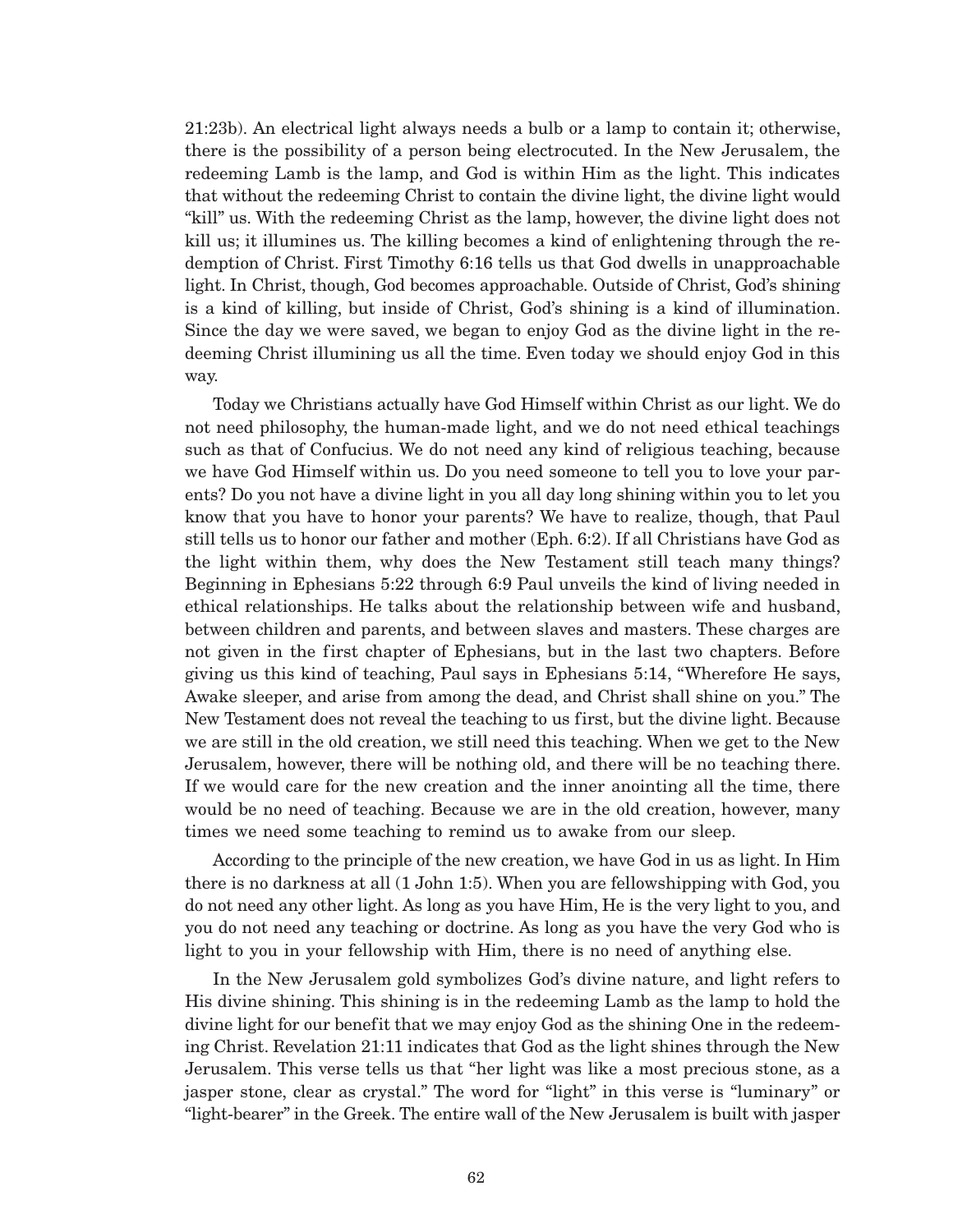21:23b). An electrical light always needs a bulb or a lamp to contain it; otherwise, there is the possibility of a person being electrocuted. In the New Jerusalem, the redeeming Lamb is the lamp, and God is within Him as the light. This indicates that without the redeeming Christ to contain the divine light, the divine light would "kill" us. With the redeeming Christ as the lamp, however, the divine light does not kill us; it illumines us. The killing becomes a kind of enlightening through the redemption of Christ. First Timothy 6:16 tells us that God dwells in unapproachable light. In Christ, though, God becomes approachable. Outside of Christ, God's shining is a kind of killing, but inside of Christ, God's shining is a kind of illumination. Since the day we were saved, we began to enjoy God as the divine light in the redeeming Christ illumining us all the time. Even today we should enjoy God in this way.

Today we Christians actually have God Himself within Christ as our light. We do not need philosophy, the human-made light, and we do not need ethical teachings such as that of Confucius. We do not need any kind of religious teaching, because we have God Himself within us. Do you need someone to tell you to love your parents? Do you not have a divine light in you all day long shining within you to let you know that you have to honor your parents? We have to realize, though, that Paul still tells us to honor our father and mother (Eph. 6:2). If all Christians have God as the light within them, why does the New Testament still teach many things? Beginning in Ephesians 5:22 through 6:9 Paul unveils the kind of living needed in ethical relationships. He talks about the relationship between wife and husband, between children and parents, and between slaves and masters. These charges are not given in the first chapter of Ephesians, but in the last two chapters. Before giving us this kind of teaching, Paul says in Ephesians 5:14, "Wherefore He says, Awake sleeper, and arise from among the dead, and Christ shall shine on you." The New Testament does not reveal the teaching to us first, but the divine light. Because we are still in the old creation, we still need this teaching. When we get to the New Jerusalem, however, there will be nothing old, and there will be no teaching there. If we would care for the new creation and the inner anointing all the time, there would be no need of teaching. Because we are in the old creation, however, many times we need some teaching to remind us to awake from our sleep.

According to the principle of the new creation, we have God in us as light. In Him there is no darkness at all (1 John 1:5). When you are fellowshipping with God, you do not need any other light. As long as you have Him, He is the very light to you, and you do not need any teaching or doctrine. As long as you have the very God who is light to you in your fellowship with Him, there is no need of anything else.

In the New Jerusalem gold symbolizes God's divine nature, and light refers to His divine shining. This shining is in the redeeming Lamb as the lamp to hold the divine light for our benefit that we may enjoy God as the shining One in the redeeming Christ. Revelation 21:11 indicates that God as the light shines through the New Jerusalem. This verse tells us that "her light was like a most precious stone, as a jasper stone, clear as crystal." The word for "light" in this verse is "luminary" or "light-bearer" in the Greek. The entire wall of the New Jerusalem is built with jasper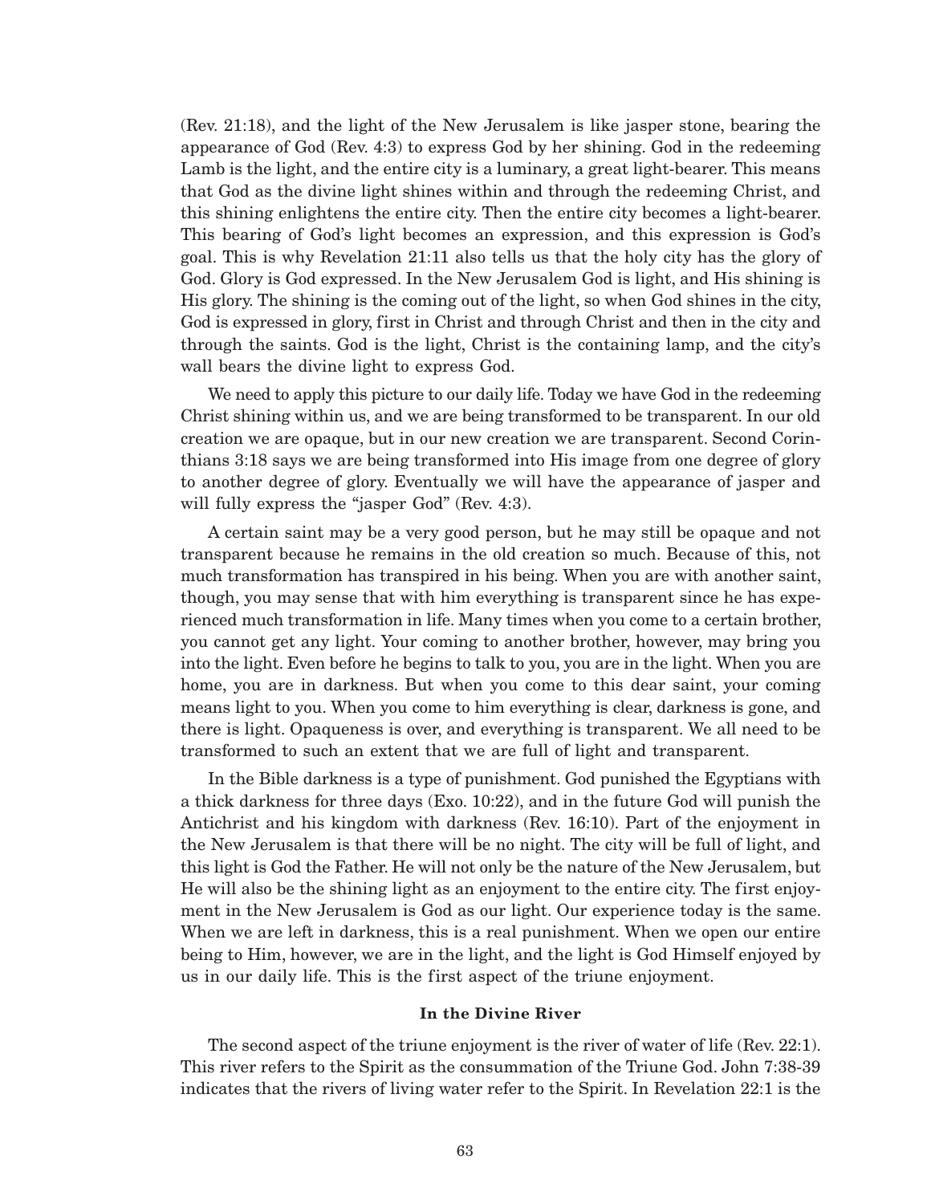(Rev. 21:18), and the light of the New Jerusalem is like jasper stone, bearing the appearance of God (Rev. 4:3) to express God by her shining. God in the redeeming Lamb is the light, and the entire city is a luminary, a great light-bearer. This means that God as the divine light shines within and through the redeeming Christ, and this shining enlightens the entire city. Then the entire city becomes a light-bearer. This bearing of God's light becomes an expression, and this expression is God's goal. This is why Revelation 21:11 also tells us that the holy city has the glory of God. Glory is God expressed. In the New Jerusalem God is light, and His shining is His glory. The shining is the coming out of the light, so when God shines in the city, God is expressed in glory, first in Christ and through Christ and then in the city and through the saints. God is the light, Christ is the containing lamp, and the city's wall bears the divine light to express God.

We need to apply this picture to our daily life. Today we have God in the redeeming Christ shining within us, and we are being transformed to be transparent. In our old creation we are opaque, but in our new creation we are transparent. Second Corinthians 3:18 says we are being transformed into His image from one degree of glory to another degree of glory. Eventually we will have the appearance of jasper and will fully express the "jasper God" (Rev. 4:3).

A certain saint may be a very good person, but he may still be opaque and not transparent because he remains in the old creation so much. Because of this, not much transformation has transpired in his being. When you are with another saint, though, you may sense that with him everything is transparent since he has experienced much transformation in life. Many times when you come to a certain brother, you cannot get any light. Your coming to another brother, however, may bring you into the light. Even before he begins to talk to you, you are in the light. When you are home, you are in darkness. But when you come to this dear saint, your coming means light to you. When you come to him everything is clear, darkness is gone, and there is light. Opaqueness is over, and everything is transparent. We all need to be transformed to such an extent that we are full of light and transparent.

In the Bible darkness is a type of punishment. God punished the Egyptians with a thick darkness for three days (Exo. 10:22), and in the future God will punish the Antichrist and his kingdom with darkness (Rev. 16:10). Part of the enjoyment in the New Jerusalem is that there will be no night. The city will be full of light, and this light is God the Father. He will not only be the nature of the New Jerusalem, but He will also be the shining light as an enjoyment to the entire city. The first enjoyment in the New Jerusalem is God as our light. Our experience today is the same. When we are left in darkness, this is a real punishment. When we open our entire being to Him, however, we are in the light, and the light is God Himself enjoyed by us in our daily life. This is the first aspect of the triune enjoyment.

### In the Divine River

The second aspect of the triune enjoyment is the river of water of life (Rev. 22:1). This river refers to the Spirit as the consummation of the Triune God. John 7:38-39 indicates that the rivers of living water refer to the Spirit. In Revelation 22:1 is the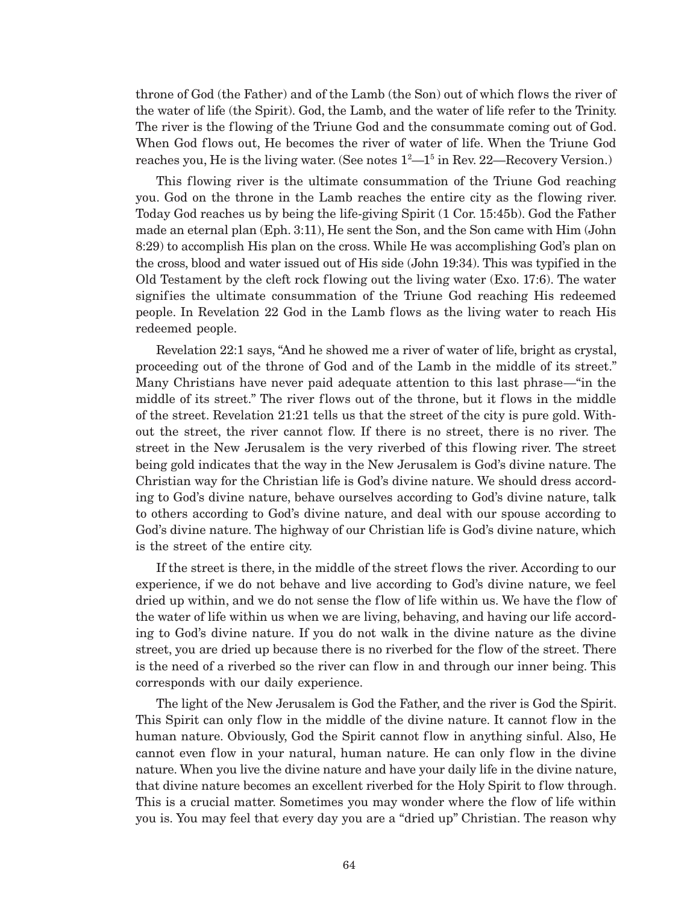throne of God (the Father) and of the Lamb (the Son) out of which flows the river of the water of life (the Spirit). God, the Lamb, and the water of life refer to the Trinity. The river is the flowing of the Triune God and the consummate coming out of God. When God flows out, He becomes the river of water of life. When the Triune God reaches you, He is the living water. (See notes 1[2]—1[5] in Rev. 22—Recovery Version.)

This flowing river is the ultimate consummation of the Triune God reaching you. God on the throne in the Lamb reaches the entire city as the flowing river. Today God reaches us by being the life-giving Spirit (1 Cor. 15:45b). God the Father made an eternal plan (Eph. 3:11), He sent the Son, and the Son came with Him (John 8:29) to accomplish His plan on the cross. While He was accomplishing God's plan on the cross, blood and water issued out of His side (John 19:34). This was typified in the Old Testament by the cleft rock flowing out the living water (Exo. 17:6). The water signifies the ultimate consummation of the Triune God reaching His redeemed people. In Revelation 22 God in the Lamb flows as the living water to reach His redeemed people.

Revelation 22:1 says, "And he showed me a river of water of life, bright as crystal, proceeding out of the throne of God and of the Lamb in the middle of its street." Many Christians have never paid adequate attention to this last phrase—"in the middle of its street." The river flows out of the throne, but it flows in the middle of the street. Revelation 21:21 tells us that the street of the city is pure gold. Without the street, the river cannot flow. If there is no street, there is no river. The street in the New Jerusalem is the very riverbed of this flowing river. The street being gold indicates that the way in the New Jerusalem is God's divine nature. The Christian way for the Christian life is God's divine nature. We should dress according to God's divine nature, behave ourselves according to God's divine nature, talk to others according to God's divine nature, and deal with our spouse according to God's divine nature. The highway of our Christian life is God's divine nature, which is the street of the entire city.

If the street is there, in the middle of the street flows the river. According to our experience, if we do not behave and live according to God's divine nature, we feel dried up within, and we do not sense the flow of life within us. We have the flow of the water of life within us when we are living, behaving, and having our life according to God's divine nature. If you do not walk in the divine nature as the divine street, you are dried up because there is no riverbed for the flow of the street. There is the need of a riverbed so the river can flow in and through our inner being. This corresponds with our daily experience.

The light of the New Jerusalem is God the Father, and the river is God the Spirit. This Spirit can only flow in the middle of the divine nature. It cannot flow in the human nature. Obviously, God the Spirit cannot flow in anything sinful. Also, He cannot even flow in your natural, human nature. He can only flow in the divine nature. When you live the divine nature and have your daily life in the divine nature, that divine nature becomes an excellent riverbed for the Holy Spirit to flow through. This is a crucial matter. Sometimes you may wonder where the flow of life within you is. You may feel that every day you are a "dried up" Christian. The reason why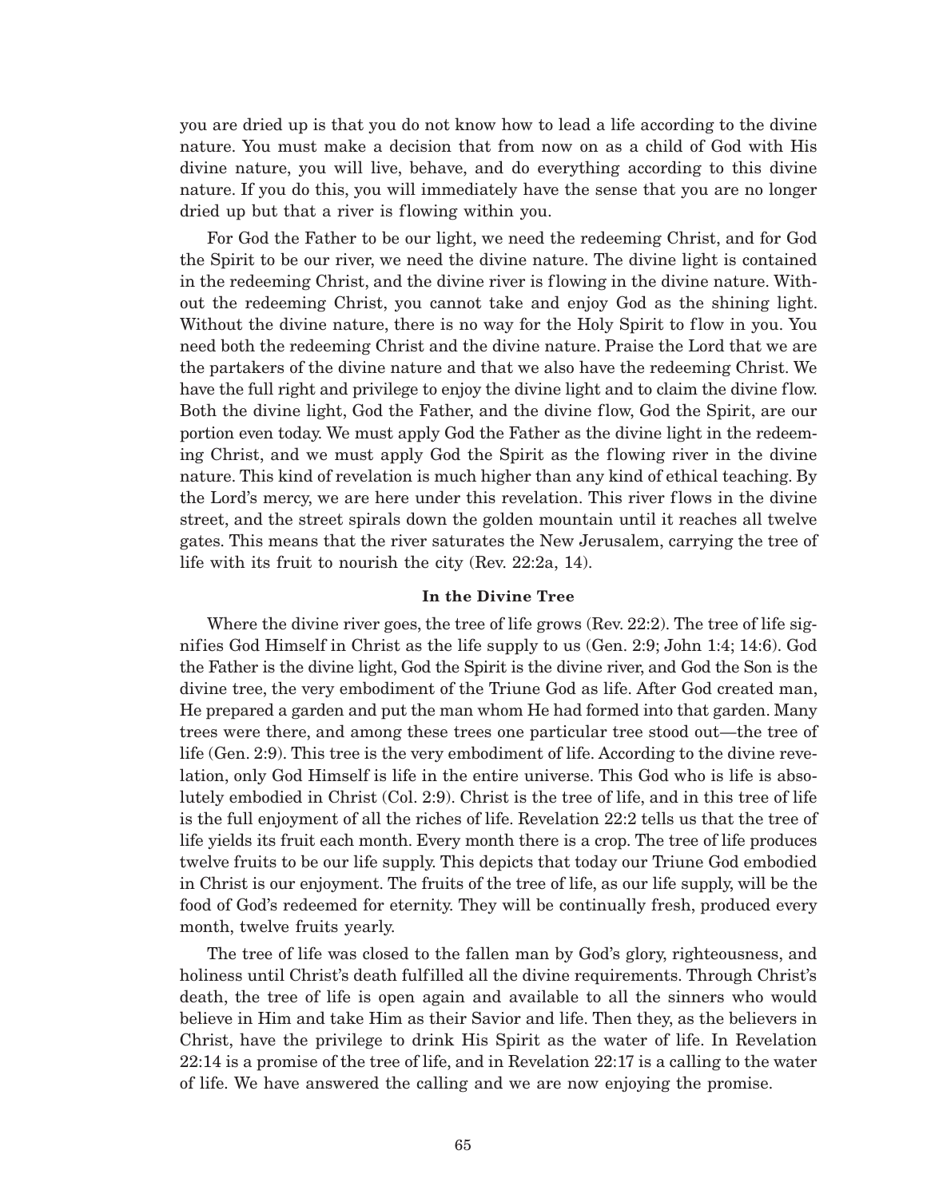you are dried up is that you do not know how to lead a life according to the divine nature. You must make a decision that from now on as a child of God with His divine nature, you will live, behave, and do everything according to this divine nature. If you do this, you will immediately have the sense that you are no longer dried up but that a river is flowing within you.

For God the Father to be our light, we need the redeeming Christ, and for God the Spirit to be our river, we need the divine nature. The divine light is contained in the redeeming Christ, and the divine river is flowing in the divine nature. Without the redeeming Christ, you cannot take and enjoy God as the shining light. Without the divine nature, there is no way for the Holy Spirit to flow in you. You need both the redeeming Christ and the divine nature. Praise the Lord that we are the partakers of the divine nature and that we also have the redeeming Christ. We have the full right and privilege to enjoy the divine light and to claim the divine flow. Both the divine light, God the Father, and the divine flow, God the Spirit, are our portion even today. We must apply God the Father as the divine light in the redeeming Christ, and we must apply God the Spirit as the flowing river in the divine nature. This kind of revelation is much higher than any kind of ethical teaching. By the Lord's mercy, we are here under this revelation. This river flows in the divine street, and the street spirals down the golden mountain until it reaches all twelve gates. This means that the river saturates the New Jerusalem, carrying the tree of life with its fruit to nourish the city (Rev. 22:2a, 14).

### In the Divine Tree

Where the divine river goes, the tree of life grows (Rev. 22:2). The tree of life signifies God Himself in Christ as the life supply to us (Gen. 2:9; John 1:4; 14:6). God the Father is the divine light, God the Spirit is the divine river, and God the Son is the divine tree, the very embodiment of the Triune God as life. After God created man, He prepared a garden and put the man whom He had formed into that garden. Many trees were there, and among these trees one particular tree stood out—the tree of life (Gen. 2:9). This tree is the very embodiment of life. According to the divine revelation, only God Himself is life in the entire universe. This God who is life is absolutely embodied in Christ (Col. 2:9). Christ is the tree of life, and in this tree of life is the full enjoyment of all the riches of life. Revelation 22:2 tells us that the tree of life yields its fruit each month. Every month there is a crop. The tree of life produces twelve fruits to be our life supply. This depicts that today our Triune God embodied in Christ is our enjoyment. The fruits of the tree of life, as our life supply, will be the food of God's redeemed for eternity. They will be continually fresh, produced every month, twelve fruits yearly.

The tree of life was closed to the fallen man by God's glory, righteousness, and holiness until Christ's death fulfilled all the divine requirements. Through Christ's death, the tree of life is open again and available to all the sinners who would believe in Him and take Him as their Savior and life. Then they, as the believers in Christ, have the privilege to drink His Spirit as the water of life. In Revelation 22:14 is a promise of the tree of life, and in Revelation 22:17 is a calling to the water of life. We have answered the calling and we are now enjoying the promise.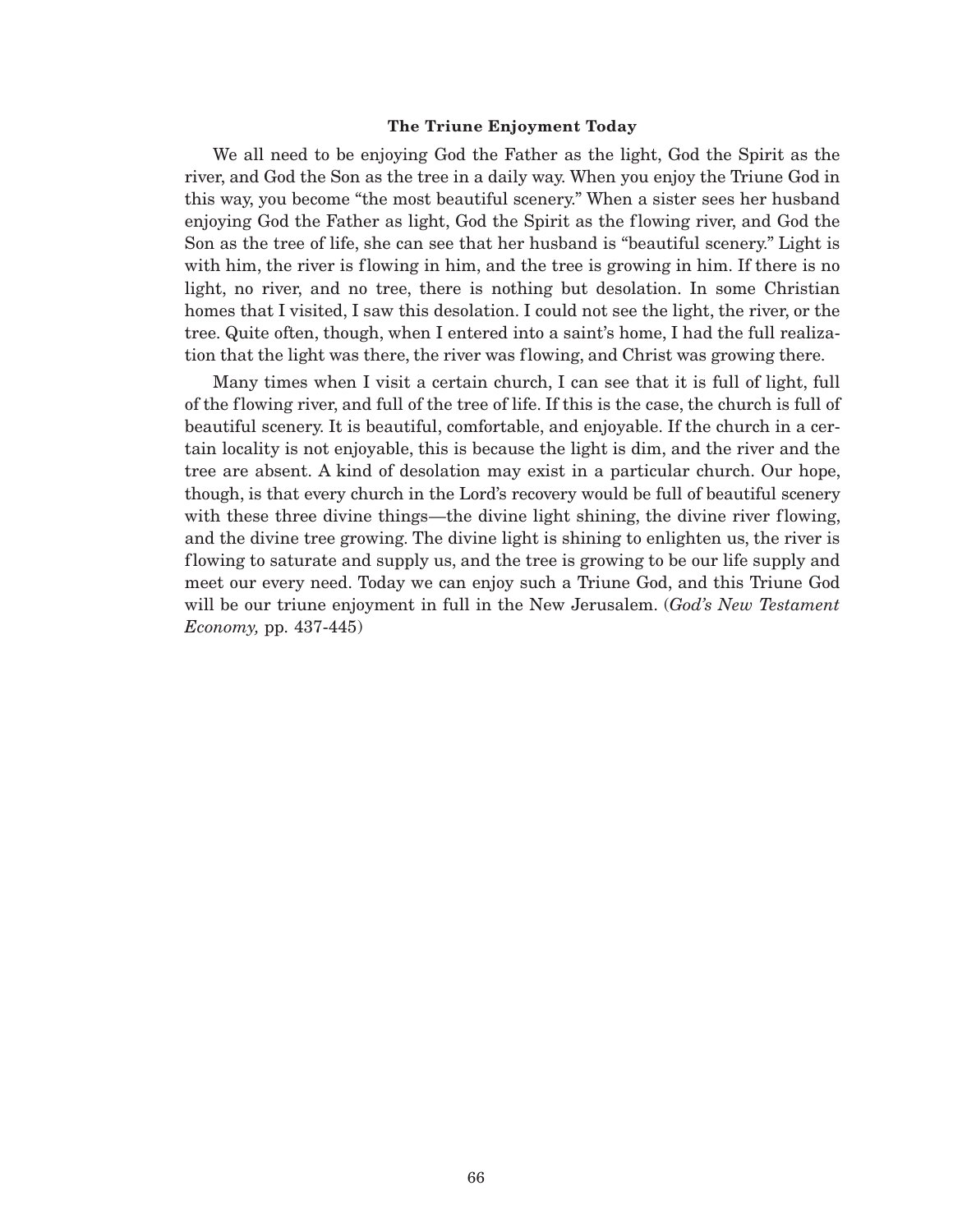### The Triune Enjoyment Today

We all need to be enjoying God the Father as the light, God the Spirit as the river, and God the Son as the tree in a daily way. When you enjoy the Triune God in this way, you become "the most beautiful scenery." When a sister sees her husband enjoying God the Father as light, God the Spirit as the flowing river, and God the Son as the tree of life, she can see that her husband is "beautiful scenery." Light is with him, the river is flowing in him, and the tree is growing in him. If there is no light, no river, and no tree, there is nothing but desolation. In some Christian homes that I visited, I saw this desolation. I could not see the light, the river, or the tree. Quite often, though, when I entered into a saint's home, I had the full realization that the light was there, the river was flowing, and Christ was growing there.

Many times when I visit a certain church, I can see that it is full of light, full of the flowing river, and full of the tree of life. If this is the case, the church is full of beautiful scenery. It is beautiful, comfortable, and enjoyable. If the church in a certain locality is not enjoyable, this is because the light is dim, and the river and the tree are absent. A kind of desolation may exist in a particular church. Our hope, though, is that every church in the Lord's recovery would be full of beautiful scenery with these three divine things—the divine light shining, the divine river flowing, and the divine tree growing. The divine light is shining to enlighten us, the river is flowing to saturate and supply us, and the tree is growing to be our life supply and meet our every need. Today we can enjoy such a Triune God, and this Triune God will be our triune enjoyment in full in the New Jerusalem. (*God's New Testament Economy,* pp. 437-445)